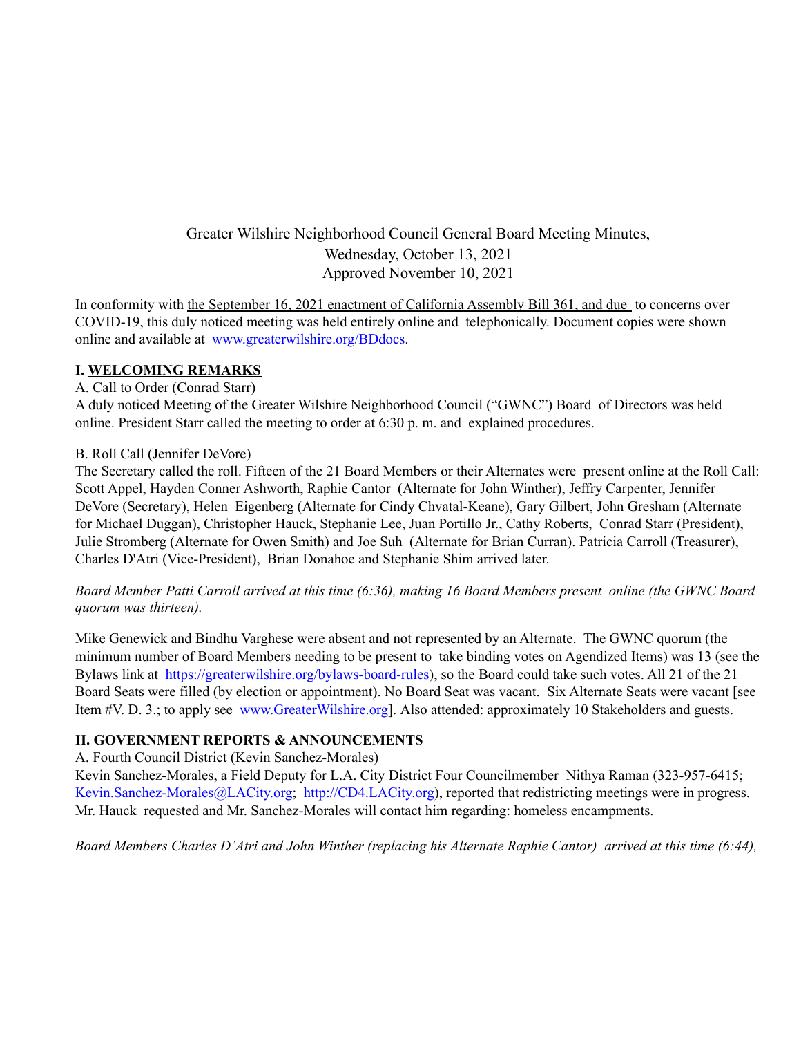Greater Wilshire Neighborhood Council General Board Meeting Minutes,
Wednesday, October 13, 2021
Approved November 10, 2021

In conformity with the September 16, 2021 enactment of California Assembly Bill 361, and due to concerns over COVID-19, this duly noticed meeting was held entirely online and telephonically. Document copies were shown online and available at www.greaterwilshire.org/BDdocs.

## I. WELCOMING REMARKS

A. Call to Order (Conrad Starr)

A duly noticed Meeting of the Greater Wilshire Neighborhood Council ("GWNC") Board of Directors was held online. President Starr called the meeting to order at 6:30 p. m. and explained procedures.

B. Roll Call (Jennifer DeVore)

The Secretary called the roll. Fifteen of the 21 Board Members or their Alternates were present online at the Roll Call: Scott Appel, Hayden Conner Ashworth, Raphie Cantor (Alternate for John Winther), Jeffry Carpenter, Jennifer DeVore (Secretary), Helen Eigenberg (Alternate for Cindy Chvatal-Keane), Gary Gilbert, John Gresham (Alternate for Michael Duggan), Christopher Hauck, Stephanie Lee, Juan Portillo Jr., Cathy Roberts, Conrad Starr (President), Julie Stromberg (Alternate for Owen Smith) and Joe Suh (Alternate for Brian Curran). Patricia Carroll (Treasurer), Charles D'Atri (Vice-President), Brian Donahoe and Stephanie Shim arrived later.

*Board Member Patti Carroll arrived at this time (6:36), making 16 Board Members present online (the GWNC Board quorum was thirteen).*

Mike Genewick and Bindhu Varghese were absent and not represented by an Alternate. The GWNC quorum (the minimum number of Board Members needing to be present to take binding votes on Agendized Items) was 13 (see the Bylaws link at https://greaterwilshire.org/bylaws-board-rules), so the Board could take such votes. All 21 of the 21 Board Seats were filled (by election or appointment). No Board Seat was vacant. Six Alternate Seats were vacant [see Item #V. D. 3.; to apply see www.GreaterWilshire.org]. Also attended: approximately 10 Stakeholders and guests.

## II. GOVERNMENT REPORTS & ANNOUNCEMENTS

A. Fourth Council District (Kevin Sanchez-Morales)

Kevin Sanchez-Morales, a Field Deputy for L.A. City District Four Councilmember Nithya Raman (323-957-6415; Kevin.Sanchez-Morales@LACity.org; http://CD4.LACity.org), reported that redistricting meetings were in progress. Mr. Hauck requested and Mr. Sanchez-Morales will contact him regarding: homeless encampments.

*Board Members Charles D'Atri and John Winther (replacing his Alternate Raphie Cantor) arrived at this time (6:44),*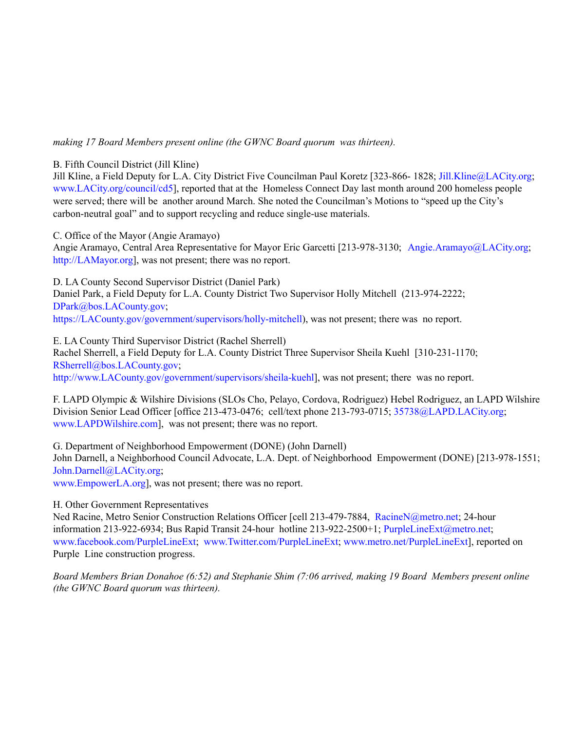*making 17 Board Members present online (the GWNC Board quorum was thirteen).*

B. Fifth Council District (Jill Kline)
Jill Kline, a Field Deputy for L.A. City District Five Councilman Paul Koretz [323-866- 1828; Jill.Kline@LACity.org; www.LACity.org/council/cd5], reported that at the Homeless Connect Day last month around 200 homeless people were served; there will be another around March. She noted the Councilman's Motions to "speed up the City's carbon-neutral goal" and to support recycling and reduce single-use materials.

C. Office of the Mayor (Angie Aramayo)
Angie Aramayo, Central Area Representative for Mayor Eric Garcetti [213-978-3130; Angie.Aramayo@LACity.org; http://LAMayor.org], was not present; there was no report.

D. LA County Second Supervisor District (Daniel Park)
Daniel Park, a Field Deputy for L.A. County District Two Supervisor Holly Mitchell (213-974-2222; DPark@bos.LACounty.gov; https://LACounty.gov/government/supervisors/holly-mitchell), was not present; there was no report.

E. LA County Third Supervisor District (Rachel Sherrell)
Rachel Sherrell, a Field Deputy for L.A. County District Three Supervisor Sheila Kuehl [310-231-1170; RSherrell@bos.LACounty.gov; http://www.LACounty.gov/government/supervisors/sheila-kuehl], was not present; there was no report.

F. LAPD Olympic & Wilshire Divisions (SLOs Cho, Pelayo, Cordova, Rodriguez) Hebel Rodriguez, an LAPD Wilshire Division Senior Lead Officer [office 213-473-0476; cell/text phone 213-793-0715; 35738@LAPD.LACity.org; www.LAPDWilshire.com], was not present; there was no report.

G. Department of Neighborhood Empowerment (DONE) (John Darnell)
John Darnell, a Neighborhood Council Advocate, L.A. Dept. of Neighborhood Empowerment (DONE) [213-978-1551; John.Darnell@LACity.org; www.EmpowerLA.org], was not present; there was no report.

H. Other Government Representatives
Ned Racine, Metro Senior Construction Relations Officer [cell 213-479-7884, RacineN@metro.net; 24-hour information 213-922-6934; Bus Rapid Transit 24-hour hotline 213-922-2500+1; PurpleLineExt@metro.net; www.facebook.com/PurpleLineExt; www.Twitter.com/PurpleLineExt; www.metro.net/PurpleLineExt], reported on Purple Line construction progress.

*Board Members Brian Donahoe (6:52) and Stephanie Shim (7:06 arrived, making 19 Board Members present online (the GWNC Board quorum was thirteen).*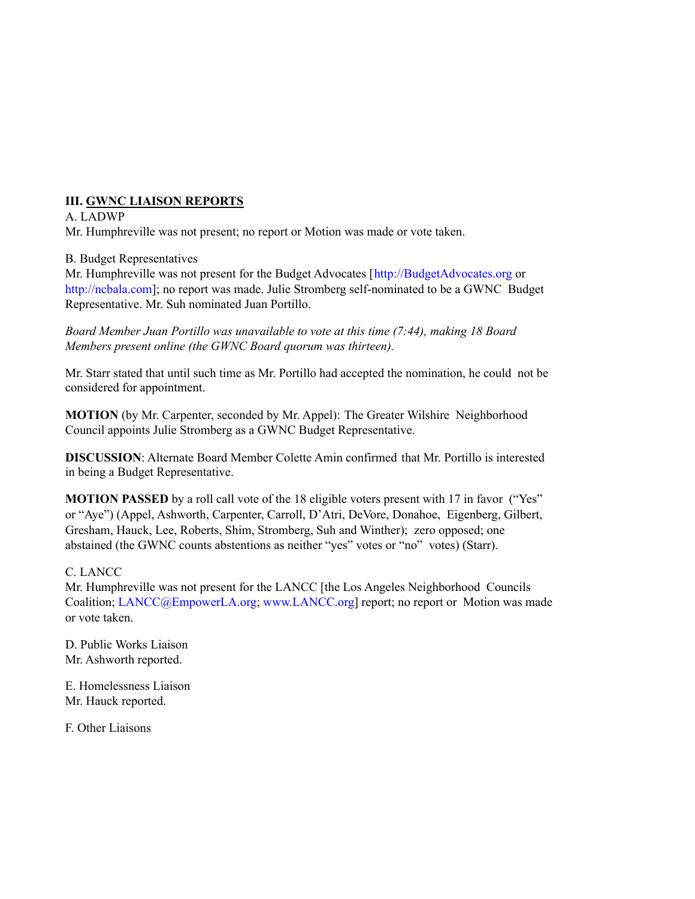## III. <u>GWNC LIAISON REPORTS</u>

A. LADWP
Mr. Humphreville was not present; no report or Motion was made or vote taken.

B. Budget Representatives
Mr. Humphreville was not present for the Budget Advocates [http://BudgetAdvocates.org or http://ncbala.com]; no report was made. Julie Stromberg self-nominated to be a GWNC Budget Representative. Mr. Suh nominated Juan Portillo.

*Board Member Juan Portillo was unavailable to vote at this time (7:44), making 18 Board Members present online (the GWNC Board quorum was thirteen).*

Mr. Starr stated that until such time as Mr. Portillo had accepted the nomination, he could not be considered for appointment.

**MOTION** (by Mr. Carpenter, seconded by Mr. Appel): The Greater Wilshire Neighborhood Council appoints Julie Stromberg as a GWNC Budget Representative.

**DISCUSSION**: Alternate Board Member Colette Amin confirmed that Mr. Portillo is interested in being a Budget Representative.

**MOTION PASSED** by a roll call vote of the 18 eligible voters present with 17 in favor ("Yes" or "Aye") (Appel, Ashworth, Carpenter, Carroll, D'Atri, DeVore, Donahoe, Eigenberg, Gilbert, Gresham, Hauck, Lee, Roberts, Shim, Stromberg, Suh and Winther); zero opposed; one abstained (the GWNC counts abstentions as neither "yes" votes or "no" votes) (Starr).

C. LANCC
Mr. Humphreville was not present for the LANCC [the Los Angeles Neighborhood Councils Coalition; LANCC@EmpowerLA.org; www.LANCC.org] report; no report or Motion was made or vote taken.

D. Public Works Liaison
Mr. Ashworth reported.

E. Homelessness Liaison
Mr. Hauck reported.

F. Other Liaisons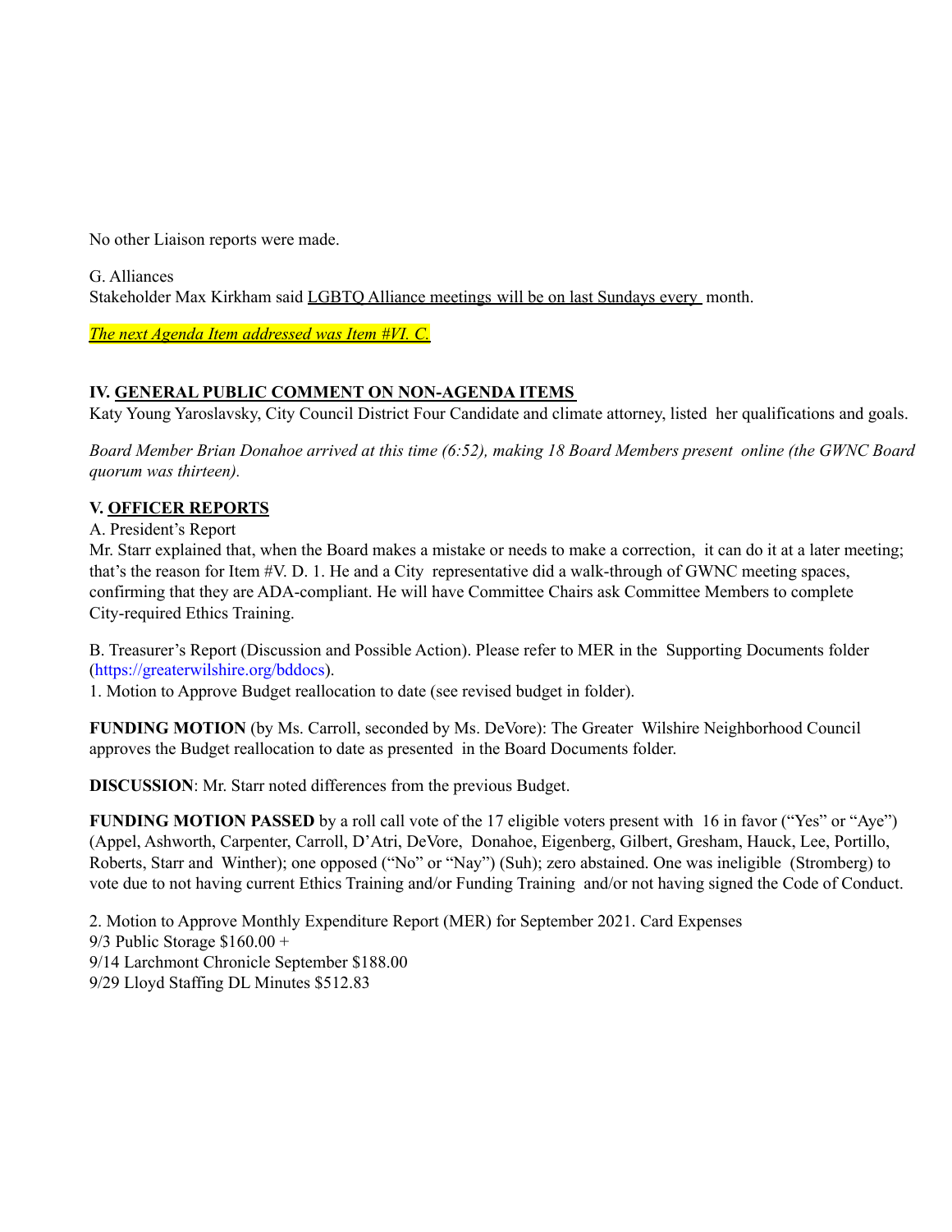No other Liaison reports were made.

G. Alliances
Stakeholder Max Kirkham said LGBTQ Alliance meetings will be on last Sundays every month.

*The next Agenda Item addressed was Item #VI. C.*

**IV. GENERAL PUBLIC COMMENT ON NON-AGENDA ITEMS**
Katy Young Yaroslavsky, City Council District Four Candidate and climate attorney, listed her qualifications and goals.

*Board Member Brian Donahoe arrived at this time (6:52), making 18 Board Members present online (the GWNC Board quorum was thirteen).*

**V. OFFICER REPORTS**
A. President's Report
Mr. Starr explained that, when the Board makes a mistake or needs to make a correction, it can do it at a later meeting; that's the reason for Item #V. D. 1. He and a City representative did a walk-through of GWNC meeting spaces, confirming that they are ADA-compliant. He will have Committee Chairs ask Committee Members to complete City-required Ethics Training.

B. Treasurer's Report (Discussion and Possible Action). Please refer to MER in the Supporting Documents folder (https://greaterwilshire.org/bddocs).
1. Motion to Approve Budget reallocation to date (see revised budget in folder).

**FUNDING MOTION** (by Ms. Carroll, seconded by Ms. DeVore): The Greater Wilshire Neighborhood Council approves the Budget reallocation to date as presented in the Board Documents folder.

**DISCUSSION**: Mr. Starr noted differences from the previous Budget.

**FUNDING MOTION PASSED** by a roll call vote of the 17 eligible voters present with 16 in favor ("Yes" or "Aye") (Appel, Ashworth, Carpenter, Carroll, D'Atri, DeVore, Donahoe, Eigenberg, Gilbert, Gresham, Hauck, Lee, Portillo, Roberts, Starr and Winther); one opposed ("No" or "Nay") (Suh); zero abstained. One was ineligible (Stromberg) to vote due to not having current Ethics Training and/or Funding Training and/or not having signed the Code of Conduct.

2. Motion to Approve Monthly Expenditure Report (MER) for September 2021. Card Expenses
9/3 Public Storage $160.00 +
9/14 Larchmont Chronicle September $188.00
9/29 Lloyd Staffing DL Minutes $512.83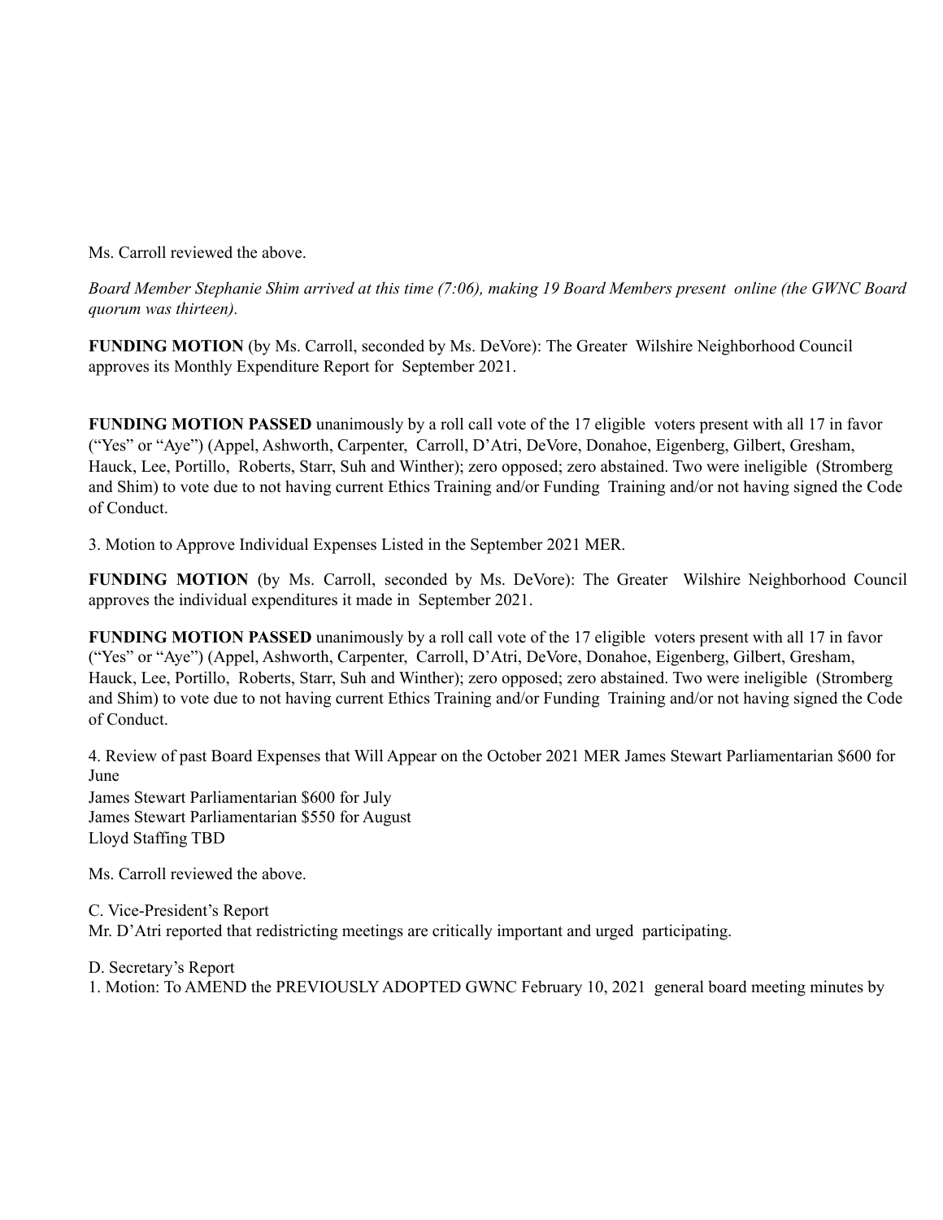Ms. Carroll reviewed the above.

*Board Member Stephanie Shim arrived at this time (7:06), making 19 Board Members present online (the GWNC Board quorum was thirteen).*

**FUNDING MOTION** (by Ms. Carroll, seconded by Ms. DeVore): The Greater Wilshire Neighborhood Council approves its Monthly Expenditure Report for September 2021.

**FUNDING MOTION PASSED** unanimously by a roll call vote of the 17 eligible voters present with all 17 in favor ("Yes" or "Aye") (Appel, Ashworth, Carpenter, Carroll, D'Atri, DeVore, Donahoe, Eigenberg, Gilbert, Gresham, Hauck, Lee, Portillo, Roberts, Starr, Suh and Winther); zero opposed; zero abstained. Two were ineligible (Stromberg and Shim) to vote due to not having current Ethics Training and/or Funding Training and/or not having signed the Code of Conduct.

3. Motion to Approve Individual Expenses Listed in the September 2021 MER.

**FUNDING MOTION** (by Ms. Carroll, seconded by Ms. DeVore): The Greater Wilshire Neighborhood Council approves the individual expenditures it made in September 2021.

**FUNDING MOTION PASSED** unanimously by a roll call vote of the 17 eligible voters present with all 17 in favor ("Yes" or "Aye") (Appel, Ashworth, Carpenter, Carroll, D'Atri, DeVore, Donahoe, Eigenberg, Gilbert, Gresham, Hauck, Lee, Portillo, Roberts, Starr, Suh and Winther); zero opposed; zero abstained. Two were ineligible (Stromberg and Shim) to vote due to not having current Ethics Training and/or Funding Training and/or not having signed the Code of Conduct.

4. Review of past Board Expenses that Will Appear on the October 2021 MER James Stewart Parliamentarian $600 for June
James Stewart Parliamentarian $600 for July
James Stewart Parliamentarian $550 for August
Lloyd Staffing TBD

Ms. Carroll reviewed the above.

C. Vice-President's Report
Mr. D'Atri reported that redistricting meetings are critically important and urged participating.

D. Secretary's Report
1. Motion: To AMEND the PREVIOUSLY ADOPTED GWNC February 10, 2021 general board meeting minutes by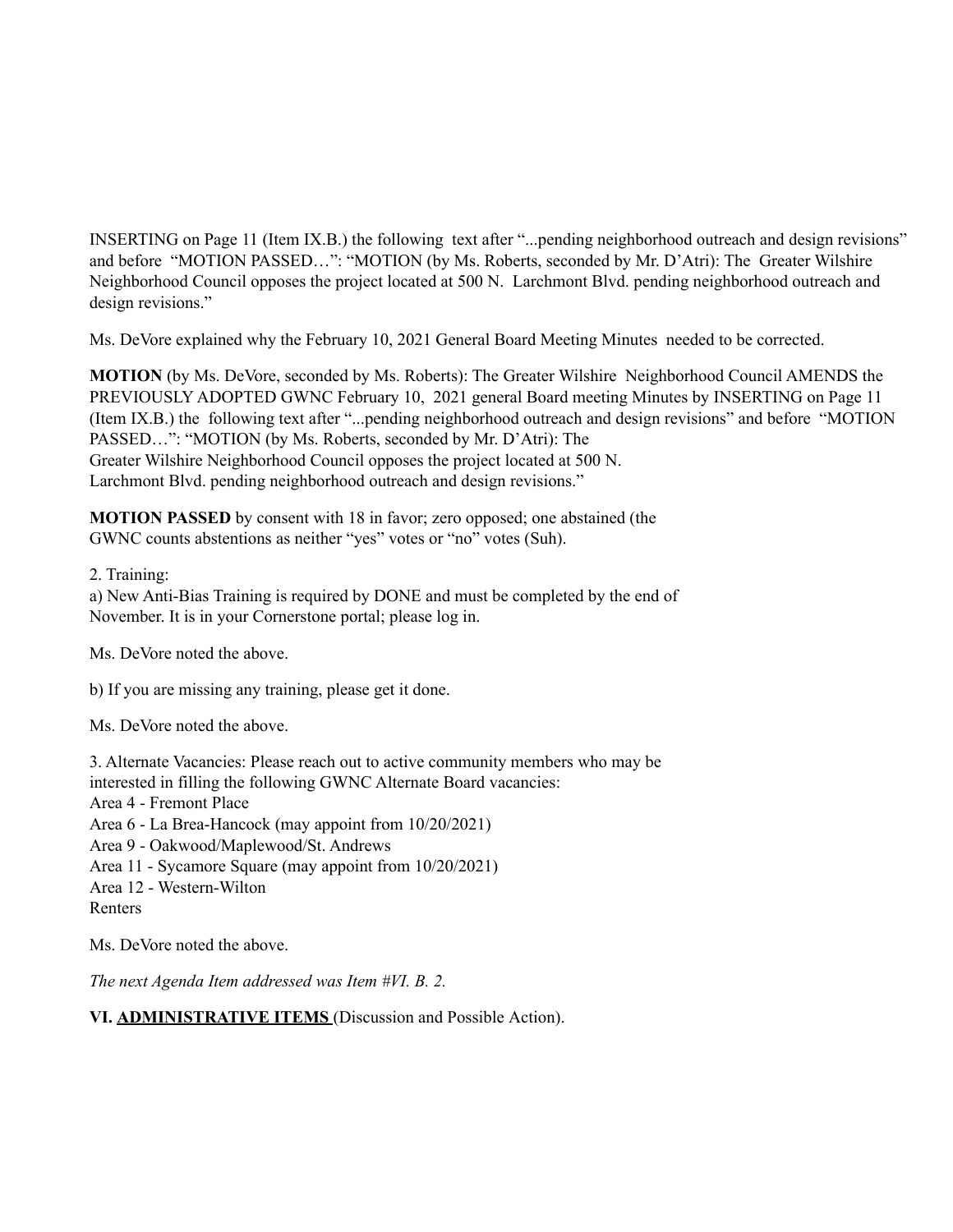INSERTING on Page 11 (Item IX.B.) the following text after "...pending neighborhood outreach and design revisions" and before "MOTION PASSED…": "MOTION (by Ms. Roberts, seconded by Mr. D'Atri): The Greater Wilshire Neighborhood Council opposes the project located at 500 N. Larchmont Blvd. pending neighborhood outreach and design revisions."

Ms. DeVore explained why the February 10, 2021 General Board Meeting Minutes needed to be corrected.

**MOTION** (by Ms. DeVore, seconded by Ms. Roberts): The Greater Wilshire Neighborhood Council AMENDS the PREVIOUSLY ADOPTED GWNC February 10, 2021 general Board meeting Minutes by INSERTING on Page 11 (Item IX.B.) the following text after "...pending neighborhood outreach and design revisions" and before "MOTION PASSED…": "MOTION (by Ms. Roberts, seconded by Mr. D'Atri): The Greater Wilshire Neighborhood Council opposes the project located at 500 N. Larchmont Blvd. pending neighborhood outreach and design revisions."

**MOTION PASSED** by consent with 18 in favor; zero opposed; one abstained (the GWNC counts abstentions as neither "yes" votes or "no" votes (Suh).

2. Training:
a) New Anti-Bias Training is required by DONE and must be completed by the end of November. It is in your Cornerstone portal; please log in.

Ms. DeVore noted the above.

b) If you are missing any training, please get it done.

Ms. DeVore noted the above.

3. Alternate Vacancies: Please reach out to active community members who may be interested in filling the following GWNC Alternate Board vacancies:
Area 4 - Fremont Place
Area 6 - La Brea-Hancock (may appoint from 10/20/2021)
Area 9 - Oakwood/Maplewood/St. Andrews
Area 11 - Sycamore Square (may appoint from 10/20/2021)
Area 12 - Western-Wilton
Renters

Ms. DeVore noted the above.

*The next Agenda Item addressed was Item #VI. B. 2.*

**VI. <u>ADMINISTRATIVE ITEMS</u>** (Discussion and Possible Action).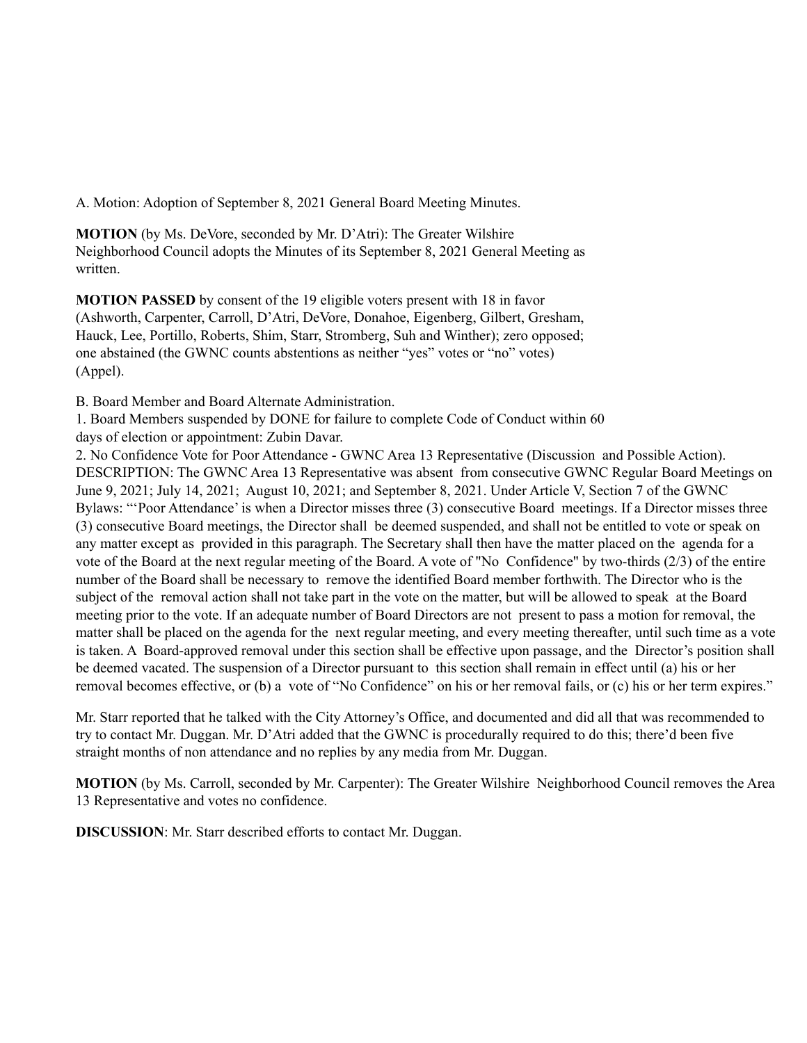A. Motion: Adoption of September 8, 2021 General Board Meeting Minutes.

**MOTION** (by Ms. DeVore, seconded by Mr. D'Atri): The Greater Wilshire Neighborhood Council adopts the Minutes of its September 8, 2021 General Meeting as written.

**MOTION PASSED** by consent of the 19 eligible voters present with 18 in favor (Ashworth, Carpenter, Carroll, D'Atri, DeVore, Donahoe, Eigenberg, Gilbert, Gresham, Hauck, Lee, Portillo, Roberts, Shim, Starr, Stromberg, Suh and Winther); zero opposed; one abstained (the GWNC counts abstentions as neither "yes" votes or "no" votes) (Appel).

B. Board Member and Board Alternate Administration.

1. Board Members suspended by DONE for failure to complete Code of Conduct within 60 days of election or appointment: Zubin Davar.
2. No Confidence Vote for Poor Attendance - GWNC Area 13 Representative (Discussion and Possible Action). DESCRIPTION: The GWNC Area 13 Representative was absent from consecutive GWNC Regular Board Meetings on June 9, 2021; July 14, 2021; August 10, 2021; and September 8, 2021. Under Article V, Section 7 of the GWNC Bylaws: "'Poor Attendance' is when a Director misses three (3) consecutive Board meetings. If a Director misses three (3) consecutive Board meetings, the Director shall be deemed suspended, and shall not be entitled to vote or speak on any matter except as provided in this paragraph. The Secretary shall then have the matter placed on the agenda for a vote of the Board at the next regular meeting of the Board. A vote of "No Confidence" by two-thirds (2/3) of the entire number of the Board shall be necessary to remove the identified Board member forthwith. The Director who is the subject of the removal action shall not take part in the vote on the matter, but will be allowed to speak at the Board meeting prior to the vote. If an adequate number of Board Directors are not present to pass a motion for removal, the matter shall be placed on the agenda for the next regular meeting, and every meeting thereafter, until such time as a vote is taken. A Board-approved removal under this section shall be effective upon passage, and the Director's position shall be deemed vacated. The suspension of a Director pursuant to this section shall remain in effect until (a) his or her removal becomes effective, or (b) a vote of "No Confidence" on his or her removal fails, or (c) his or her term expires."

Mr. Starr reported that he talked with the City Attorney's Office, and documented and did all that was recommended to try to contact Mr. Duggan. Mr. D'Atri added that the GWNC is procedurally required to do this; there'd been five straight months of non attendance and no replies by any media from Mr. Duggan.

**MOTION** (by Ms. Carroll, seconded by Mr. Carpenter): The Greater Wilshire Neighborhood Council removes the Area 13 Representative and votes no confidence.

**DISCUSSION**: Mr. Starr described efforts to contact Mr. Duggan.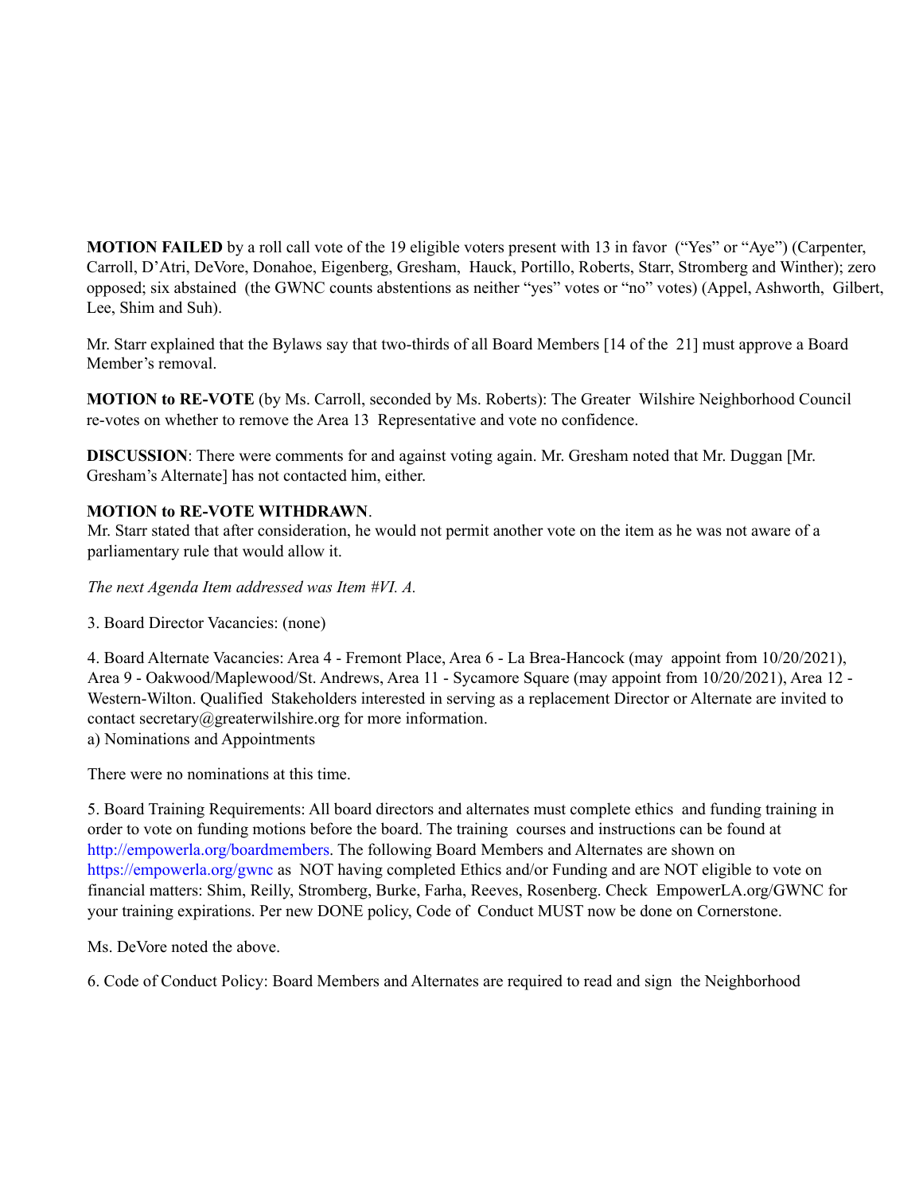**MOTION FAILED** by a roll call vote of the 19 eligible voters present with 13 in favor ("Yes" or "Aye") (Carpenter, Carroll, D'Atri, DeVore, Donahoe, Eigenberg, Gresham, Hauck, Portillo, Roberts, Starr, Stromberg and Winther); zero opposed; six abstained (the GWNC counts abstentions as neither "yes" votes or "no" votes) (Appel, Ashworth, Gilbert, Lee, Shim and Suh).

Mr. Starr explained that the Bylaws say that two-thirds of all Board Members [14 of the 21] must approve a Board Member's removal.

**MOTION to RE-VOTE** (by Ms. Carroll, seconded by Ms. Roberts): The Greater Wilshire Neighborhood Council re-votes on whether to remove the Area 13 Representative and vote no confidence.

**DISCUSSION**: There were comments for and against voting again. Mr. Gresham noted that Mr. Duggan [Mr. Gresham's Alternate] has not contacted him, either.

**MOTION to RE-VOTE WITHDRAWN**.
Mr. Starr stated that after consideration, he would not permit another vote on the item as he was not aware of a parliamentary rule that would allow it.

*The next Agenda Item addressed was Item #VI. A.*

3. Board Director Vacancies: (none)

4. Board Alternate Vacancies: Area 4 - Fremont Place, Area 6 - La Brea-Hancock (may appoint from 10/20/2021), Area 9 - Oakwood/Maplewood/St. Andrews, Area 11 - Sycamore Square (may appoint from 10/20/2021), Area 12 - Western-Wilton. Qualified Stakeholders interested in serving as a replacement Director or Alternate are invited to contact secretary@greaterwilshire.org for more information.
a) Nominations and Appointments

There were no nominations at this time.

5. Board Training Requirements: All board directors and alternates must complete ethics and funding training in order to vote on funding motions before the board. The training courses and instructions can be found at http://empowerla.org/boardmembers. The following Board Members and Alternates are shown on https://empowerla.org/gwnc as NOT having completed Ethics and/or Funding and are NOT eligible to vote on financial matters: Shim, Reilly, Stromberg, Burke, Farha, Reeves, Rosenberg. Check EmpowerLA.org/GWNC for your training expirations. Per new DONE policy, Code of Conduct MUST now be done on Cornerstone.

Ms. DeVore noted the above.

6. Code of Conduct Policy: Board Members and Alternates are required to read and sign the Neighborhood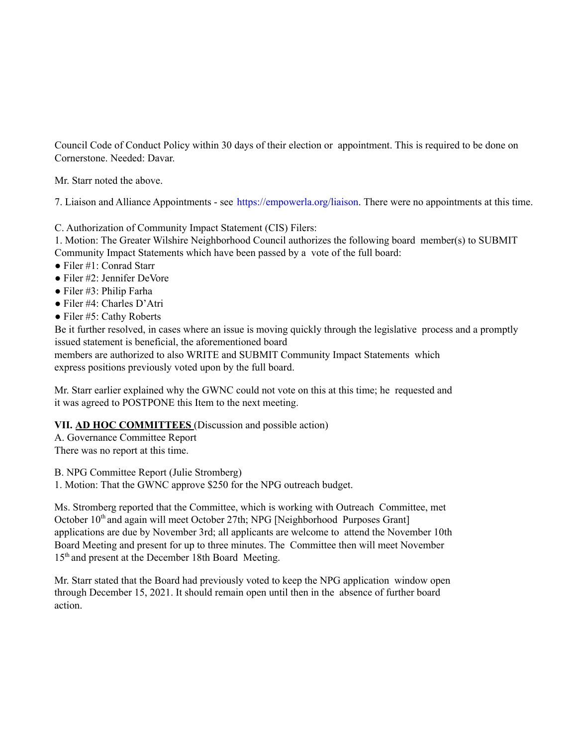Council Code of Conduct Policy within 30 days of their election or appointment. This is required to be done on Cornerstone. Needed: Davar.

Mr. Starr noted the above.

7. Liaison and Alliance Appointments - see https://empowerla.org/liaison. There were no appointments at this time.

C. Authorization of Community Impact Statement (CIS) Filers:
1. Motion: The Greater Wilshire Neighborhood Council authorizes the following board member(s) to SUBMIT Community Impact Statements which have been passed by a vote of the full board:

- Filer #1: Conrad Starr
- Filer #2: Jennifer DeVore
- Filer #3: Philip Farha
- Filer #4: Charles D'Atri
- Filer #5: Cathy Roberts

Be it further resolved, in cases where an issue is moving quickly through the legislative process and a promptly issued statement is beneficial, the aforementioned board members are authorized to also WRITE and SUBMIT Community Impact Statements which express positions previously voted upon by the full board.

Mr. Starr earlier explained why the GWNC could not vote on this at this time; he requested and it was agreed to POSTPONE this Item to the next meeting.

**VII. AD HOC COMMITTEES** (Discussion and possible action)
A. Governance Committee Report
There was no report at this time.

B. NPG Committee Report (Julie Stromberg)
1. Motion: That the GWNC approve $250 for the NPG outreach budget.

Ms. Stromberg reported that the Committee, which is working with Outreach Committee, met October 10th and again will meet October 27th; NPG [Neighborhood Purposes Grant] applications are due by November 3rd; all applicants are welcome to attend the November 10th Board Meeting and present for up to three minutes. The Committee then will meet November 15th and present at the December 18th Board Meeting.

Mr. Starr stated that the Board had previously voted to keep the NPG application window open through December 15, 2021. It should remain open until then in the absence of further board action.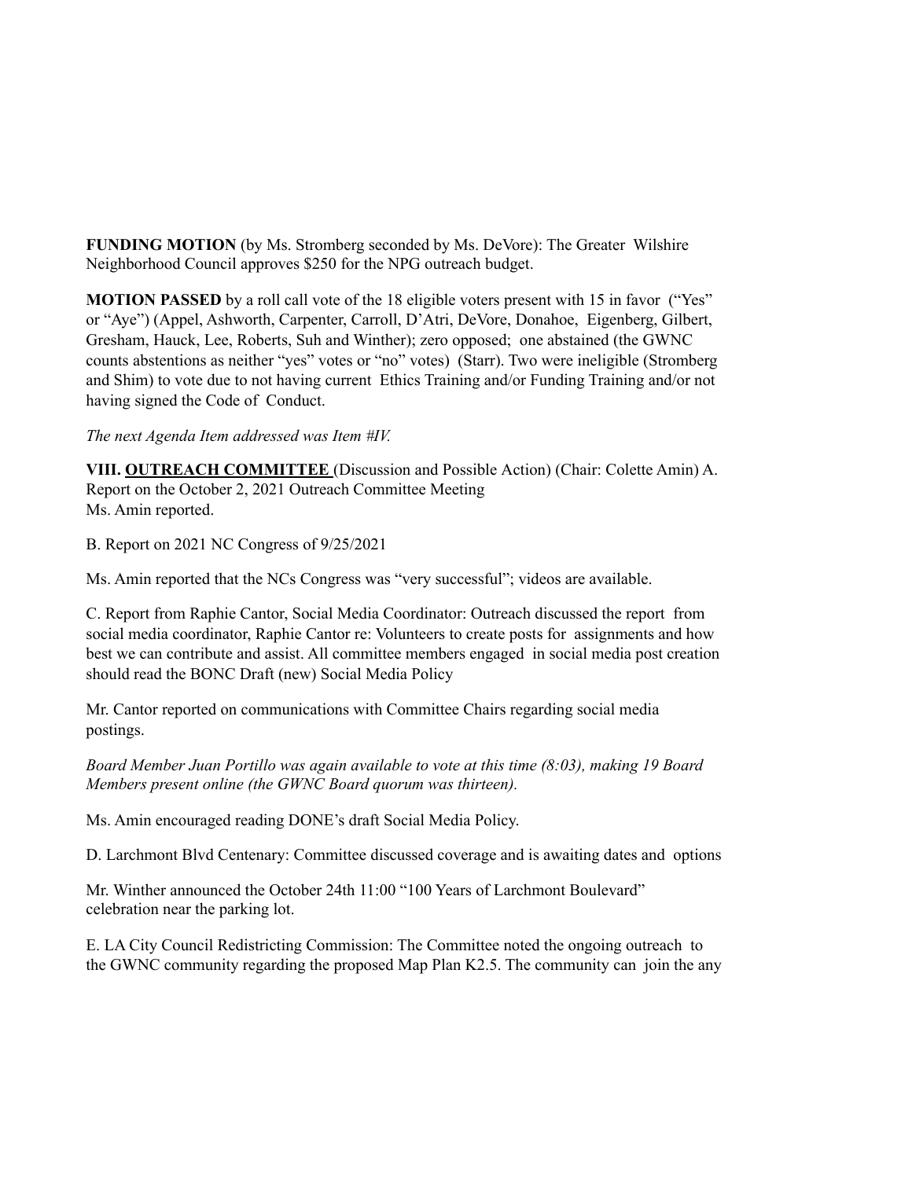**FUNDING MOTION** (by Ms. Stromberg seconded by Ms. DeVore): The Greater Wilshire Neighborhood Council approves $250 for the NPG outreach budget.

**MOTION PASSED** by a roll call vote of the 18 eligible voters present with 15 in favor ("Yes" or "Aye") (Appel, Ashworth, Carpenter, Carroll, D'Atri, DeVore, Donahoe, Eigenberg, Gilbert, Gresham, Hauck, Lee, Roberts, Suh and Winther); zero opposed; one abstained (the GWNC counts abstentions as neither "yes" votes or "no" votes) (Starr). Two were ineligible (Stromberg and Shim) to vote due to not having current Ethics Training and/or Funding Training and/or not having signed the Code of Conduct.

*The next Agenda Item addressed was Item #IV.*

**VIII. OUTREACH COMMITTEE** (Discussion and Possible Action) (Chair: Colette Amin) A. Report on the October 2, 2021 Outreach Committee Meeting
Ms. Amin reported.

B. Report on 2021 NC Congress of 9/25/2021

Ms. Amin reported that the NCs Congress was "very successful"; videos are available.

C. Report from Raphie Cantor, Social Media Coordinator: Outreach discussed the report from social media coordinator, Raphie Cantor re: Volunteers to create posts for assignments and how best we can contribute and assist. All committee members engaged in social media post creation should read the BONC Draft (new) Social Media Policy

Mr. Cantor reported on communications with Committee Chairs regarding social media postings.

*Board Member Juan Portillo was again available to vote at this time (8:03), making 19 Board Members present online (the GWNC Board quorum was thirteen).*

Ms. Amin encouraged reading DONE's draft Social Media Policy.

D. Larchmont Blvd Centenary: Committee discussed coverage and is awaiting dates and options

Mr. Winther announced the October 24th 11:00 "100 Years of Larchmont Boulevard" celebration near the parking lot.

E. LA City Council Redistricting Commission: The Committee noted the ongoing outreach to the GWNC community regarding the proposed Map Plan K2.5. The community can join the any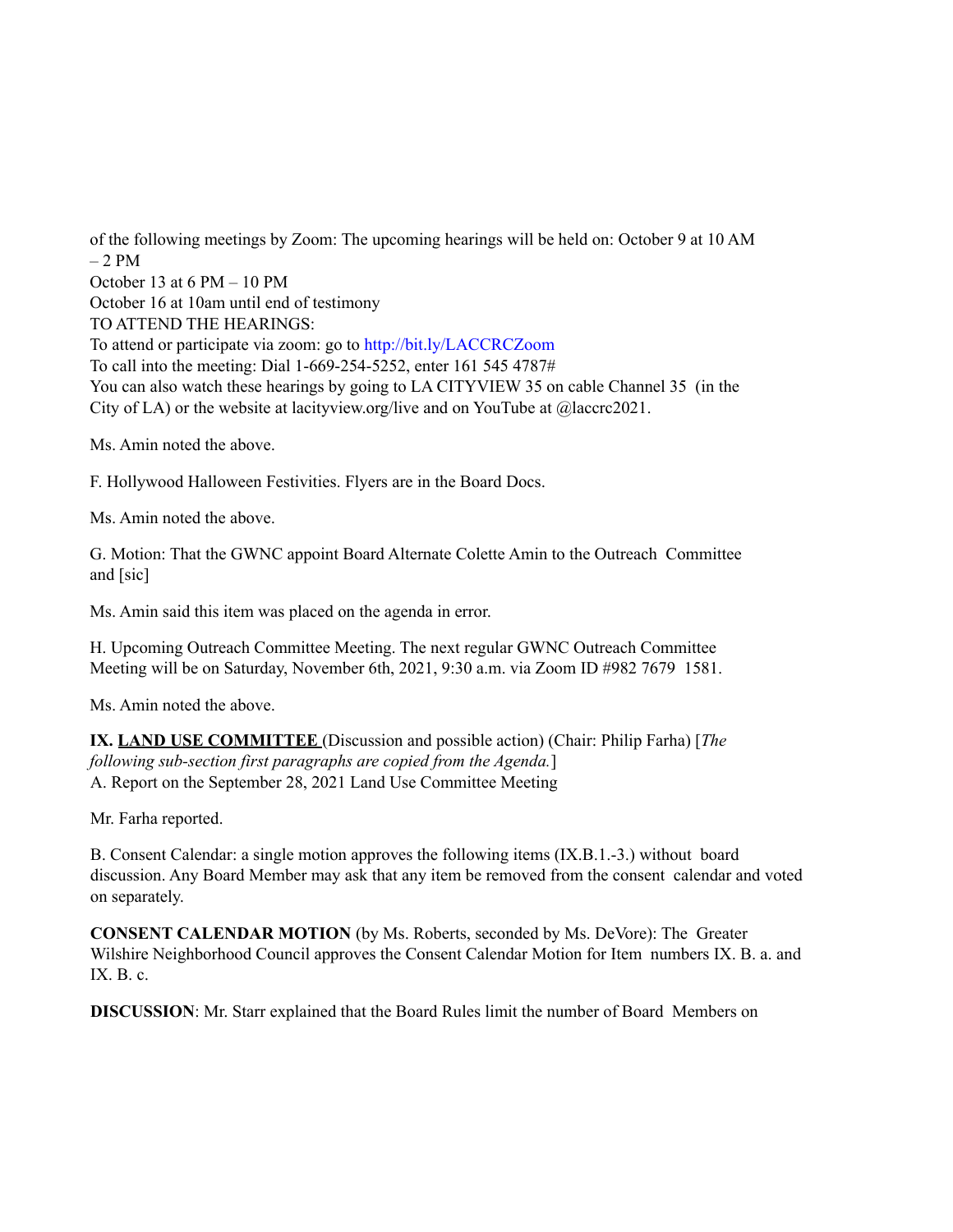of the following meetings by Zoom: The upcoming hearings will be held on: October 9 at 10 AM – 2 PM

October 13 at 6 PM – 10 PM

October 16 at 10am until end of testimony

TO ATTEND THE HEARINGS:

To attend or participate via zoom: go to http://bit.ly/LACCRCZoom

To call into the meeting: Dial 1-669-254-5252, enter 161 545 4787#

You can also watch these hearings by going to LA CITYVIEW 35 on cable Channel 35 (in the City of LA) or the website at lacityview.org/live and on YouTube at @laccrc2021.

Ms. Amin noted the above.

F. Hollywood Halloween Festivities. Flyers are in the Board Docs.

Ms. Amin noted the above.

G. Motion: That the GWNC appoint Board Alternate Colette Amin to the Outreach Committee and [sic]

Ms. Amin said this item was placed on the agenda in error.

H. Upcoming Outreach Committee Meeting. The next regular GWNC Outreach Committee Meeting will be on Saturday, November 6th, 2021, 9:30 a.m. via Zoom ID #982 7679 1581.

Ms. Amin noted the above.

**IX. LAND USE COMMITTEE** (Discussion and possible action) (Chair: Philip Farha) [*The following sub-section first paragraphs are copied from the Agenda.*]

A. Report on the September 28, 2021 Land Use Committee Meeting

Mr. Farha reported.

B. Consent Calendar: a single motion approves the following items (IX.B.1.-3.) without board discussion. Any Board Member may ask that any item be removed from the consent calendar and voted on separately.

**CONSENT CALENDAR MOTION** (by Ms. Roberts, seconded by Ms. DeVore): The Greater Wilshire Neighborhood Council approves the Consent Calendar Motion for Item numbers IX. B. a. and IX. B. c.

**DISCUSSION**: Mr. Starr explained that the Board Rules limit the number of Board Members on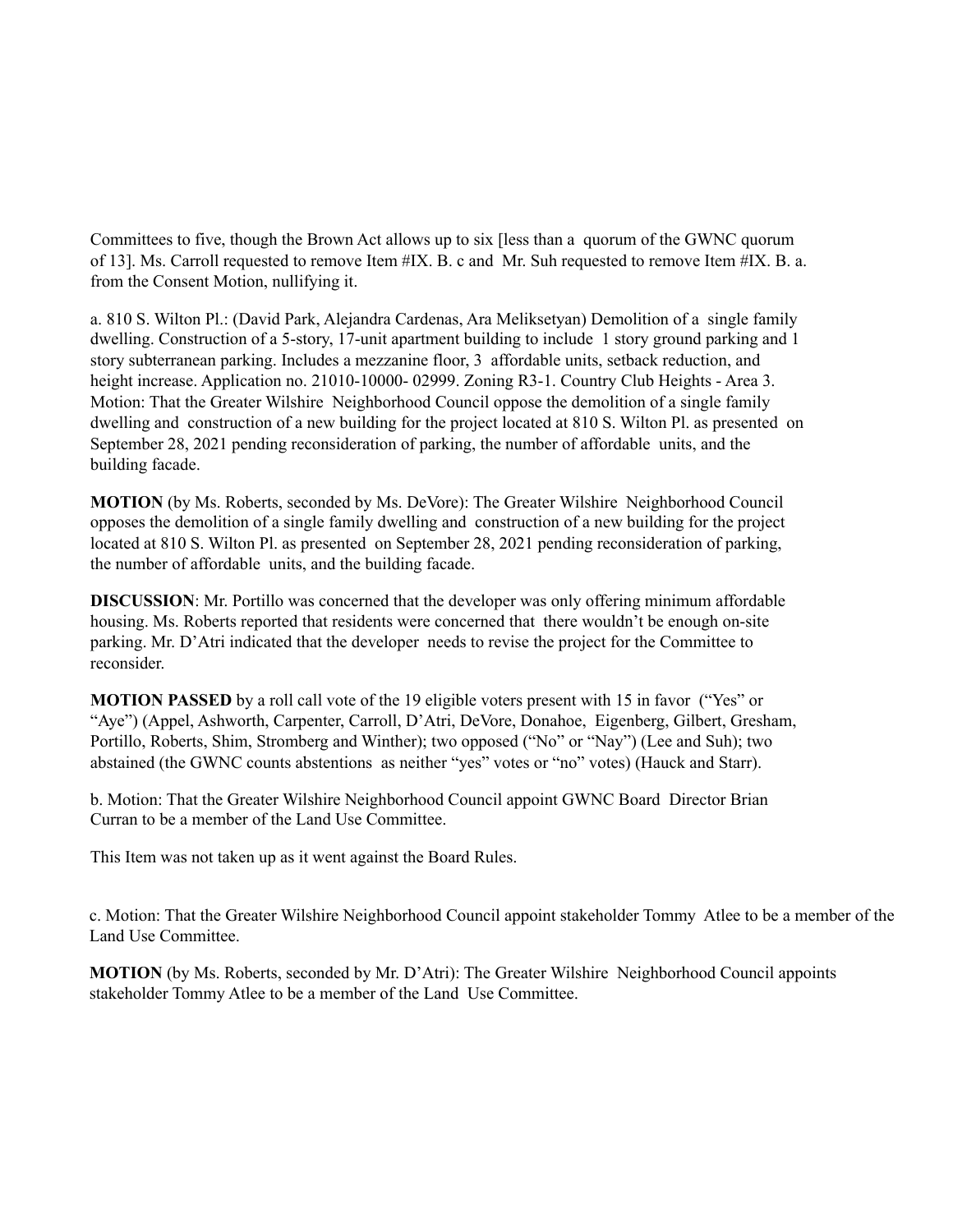Committees to five, though the Brown Act allows up to six [less than a quorum of the GWNC quorum of 13]. Ms. Carroll requested to remove Item #IX. B. c and Mr. Suh requested to remove Item #IX. B. a. from the Consent Motion, nullifying it.

a. 810 S. Wilton Pl.: (David Park, Alejandra Cardenas, Ara Meliksetyan) Demolition of a single family dwelling. Construction of a 5-story, 17-unit apartment building to include 1 story ground parking and 1 story subterranean parking. Includes a mezzanine floor, 3 affordable units, setback reduction, and height increase. Application no. 21010-10000- 02999. Zoning R3-1. Country Club Heights - Area 3. Motion: That the Greater Wilshire Neighborhood Council oppose the demolition of a single family dwelling and construction of a new building for the project located at 810 S. Wilton Pl. as presented on September 28, 2021 pending reconsideration of parking, the number of affordable units, and the building facade.

**MOTION** (by Ms. Roberts, seconded by Ms. DeVore): The Greater Wilshire Neighborhood Council opposes the demolition of a single family dwelling and construction of a new building for the project located at 810 S. Wilton Pl. as presented on September 28, 2021 pending reconsideration of parking, the number of affordable units, and the building facade.

**DISCUSSION**: Mr. Portillo was concerned that the developer was only offering minimum affordable housing. Ms. Roberts reported that residents were concerned that there wouldn't be enough on-site parking. Mr. D'Atri indicated that the developer needs to revise the project for the Committee to reconsider.

**MOTION PASSED** by a roll call vote of the 19 eligible voters present with 15 in favor ("Yes" or "Aye") (Appel, Ashworth, Carpenter, Carroll, D'Atri, DeVore, Donahoe, Eigenberg, Gilbert, Gresham, Portillo, Roberts, Shim, Stromberg and Winther); two opposed ("No" or "Nay") (Lee and Suh); two abstained (the GWNC counts abstentions as neither "yes" votes or "no" votes) (Hauck and Starr).

b. Motion: That the Greater Wilshire Neighborhood Council appoint GWNC Board Director Brian Curran to be a member of the Land Use Committee.

This Item was not taken up as it went against the Board Rules.

c. Motion: That the Greater Wilshire Neighborhood Council appoint stakeholder Tommy Atlee to be a member of the Land Use Committee.

**MOTION** (by Ms. Roberts, seconded by Mr. D'Atri): The Greater Wilshire Neighborhood Council appoints stakeholder Tommy Atlee to be a member of the Land Use Committee.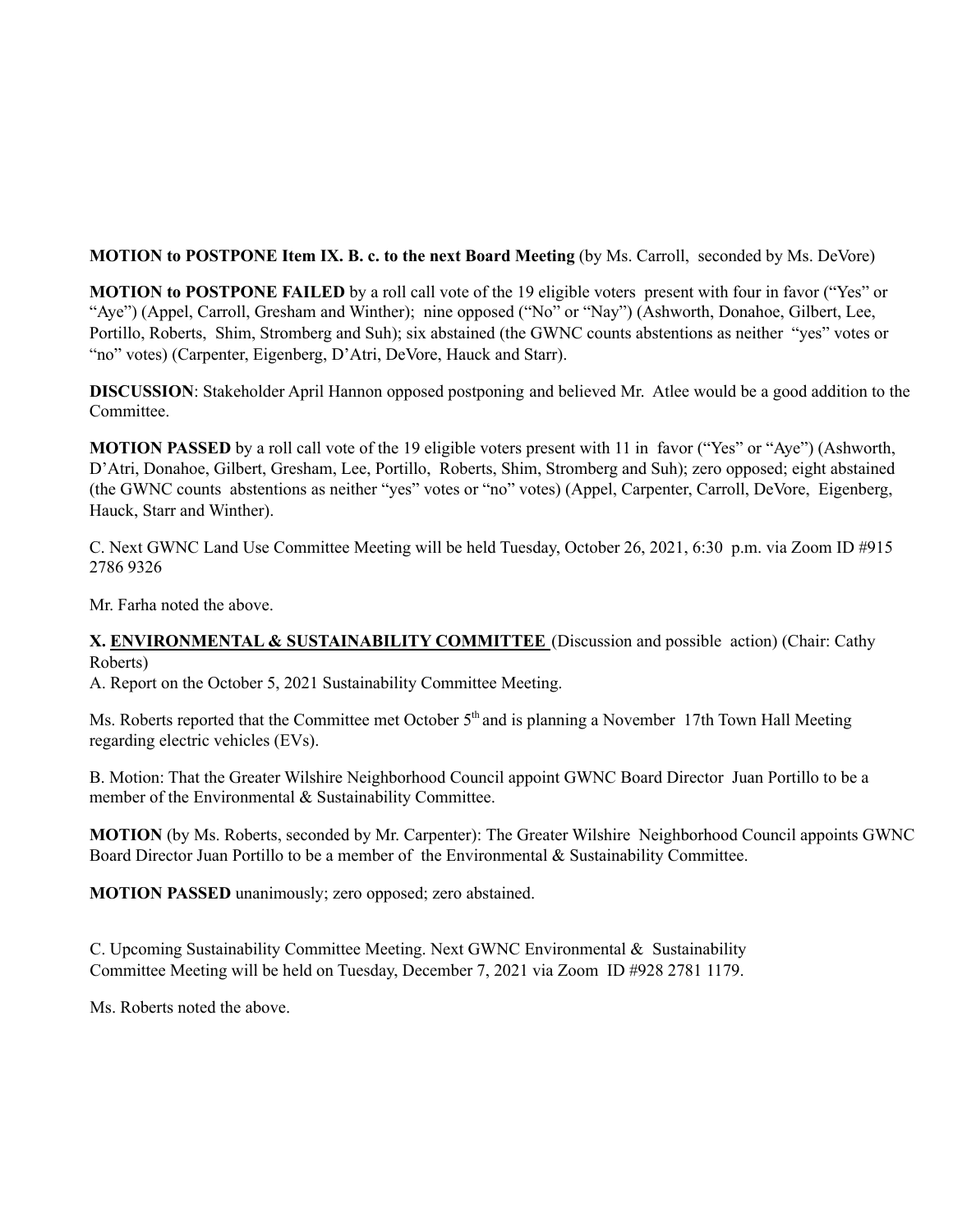**MOTION to POSTPONE Item IX. B. c. to the next Board Meeting** (by Ms. Carroll, seconded by Ms. DeVore)

**MOTION to POSTPONE FAILED** by a roll call vote of the 19 eligible voters present with four in favor ("Yes" or "Aye") (Appel, Carroll, Gresham and Winther); nine opposed ("No" or "Nay") (Ashworth, Donahoe, Gilbert, Lee, Portillo, Roberts, Shim, Stromberg and Suh); six abstained (the GWNC counts abstentions as neither "yes" votes or "no" votes) (Carpenter, Eigenberg, D'Atri, DeVore, Hauck and Starr).

**DISCUSSION**: Stakeholder April Hannon opposed postponing and believed Mr. Atlee would be a good addition to the Committee.

**MOTION PASSED** by a roll call vote of the 19 eligible voters present with 11 in favor ("Yes" or "Aye") (Ashworth, D'Atri, Donahoe, Gilbert, Gresham, Lee, Portillo, Roberts, Shim, Stromberg and Suh); zero opposed; eight abstained (the GWNC counts abstentions as neither "yes" votes or "no" votes) (Appel, Carpenter, Carroll, DeVore, Eigenberg, Hauck, Starr and Winther).

C. Next GWNC Land Use Committee Meeting will be held Tuesday, October 26, 2021, 6:30 p.m. via Zoom ID #915 2786 9326

Mr. Farha noted the above.

**X. <u>ENVIRONMENTAL & SUSTAINABILITY COMMITTEE</u>** (Discussion and possible action) (Chair: Cathy Roberts)

A. Report on the October 5, 2021 Sustainability Committee Meeting.

Ms. Roberts reported that the Committee met October 5th and is planning a November 17th Town Hall Meeting regarding electric vehicles (EVs).

B. Motion: That the Greater Wilshire Neighborhood Council appoint GWNC Board Director Juan Portillo to be a member of the Environmental & Sustainability Committee.

**MOTION** (by Ms. Roberts, seconded by Mr. Carpenter): The Greater Wilshire Neighborhood Council appoints GWNC Board Director Juan Portillo to be a member of the Environmental & Sustainability Committee.

**MOTION PASSED** unanimously; zero opposed; zero abstained.

C. Upcoming Sustainability Committee Meeting. Next GWNC Environmental & Sustainability Committee Meeting will be held on Tuesday, December 7, 2021 via Zoom ID #928 2781 1179.

Ms. Roberts noted the above.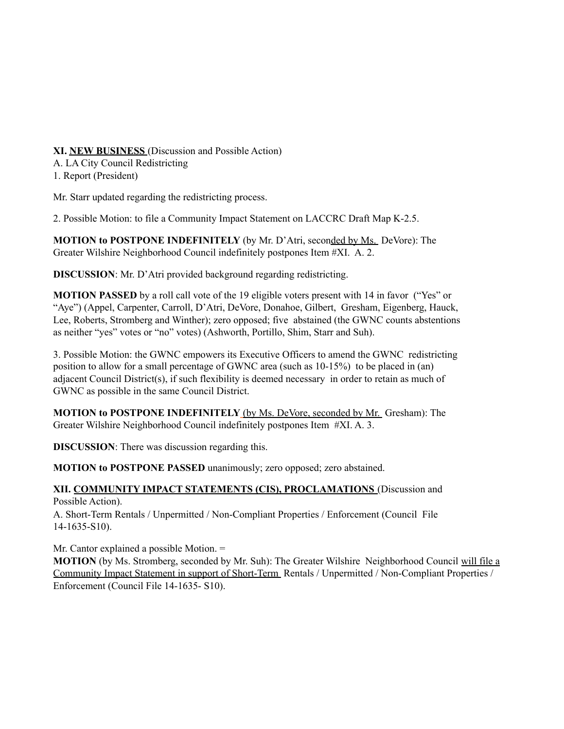**XI. NEW BUSINESS** (Discussion and Possible Action)
A. LA City Council Redistricting
1. Report (President)

Mr. Starr updated regarding the redistricting process.

2. Possible Motion: to file a Community Impact Statement on LACCRC Draft Map K-2.5.

**MOTION to POSTPONE INDEFINITELY** (by Mr. D'Atri, seconded by Ms. DeVore): The Greater Wilshire Neighborhood Council indefinitely postpones Item #XI. A. 2.

**DISCUSSION**: Mr. D'Atri provided background regarding redistricting.

**MOTION PASSED** by a roll call vote of the 19 eligible voters present with 14 in favor ("Yes" or "Aye") (Appel, Carpenter, Carroll, D'Atri, DeVore, Donahoe, Gilbert, Gresham, Eigenberg, Hauck, Lee, Roberts, Stromberg and Winther); zero opposed; five abstained (the GWNC counts abstentions as neither "yes" votes or "no" votes) (Ashworth, Portillo, Shim, Starr and Suh).

3. Possible Motion: the GWNC empowers its Executive Officers to amend the GWNC redistricting position to allow for a small percentage of GWNC area (such as 10-15%) to be placed in (an) adjacent Council District(s), if such flexibility is deemed necessary in order to retain as much of GWNC as possible in the same Council District.

**MOTION to POSTPONE INDEFINITELY** (by Ms. DeVore, seconded by Mr. Gresham): The Greater Wilshire Neighborhood Council indefinitely postpones Item #XI. A. 3.

**DISCUSSION**: There was discussion regarding this.

**MOTION to POSTPONE PASSED** unanimously; zero opposed; zero abstained.

**XII. COMMUNITY IMPACT STATEMENTS (CIS), PROCLAMATIONS** (Discussion and Possible Action).
A. Short-Term Rentals / Unpermitted / Non-Compliant Properties / Enforcement (Council File 14-1635-S10).

Mr. Cantor explained a possible Motion. =
**MOTION** (by Ms. Stromberg, seconded by Mr. Suh): The Greater Wilshire Neighborhood Council will file a Community Impact Statement in support of Short-Term Rentals / Unpermitted / Non-Compliant Properties / Enforcement (Council File 14-1635- S10).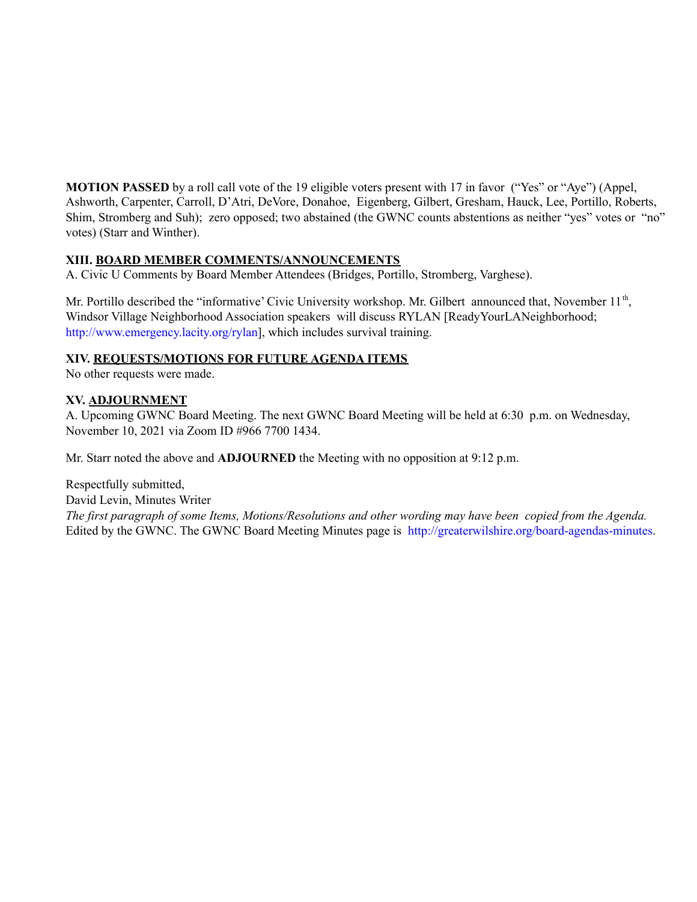**MOTION PASSED** by a roll call vote of the 19 eligible voters present with 17 in favor ("Yes" or "Aye") (Appel, Ashworth, Carpenter, Carroll, D'Atri, DeVore, Donahoe, Eigenberg, Gilbert, Gresham, Hauck, Lee, Portillo, Roberts, Shim, Stromberg and Suh); zero opposed; two abstained (the GWNC counts abstentions as neither "yes" votes or "no" votes) (Starr and Winther).

**XIII. BOARD MEMBER COMMENTS/ANNOUNCEMENTS**

A. Civic U Comments by Board Member Attendees (Bridges, Portillo, Stromberg, Varghese).

Mr. Portillo described the "informative' Civic University workshop. Mr. Gilbert announced that, November 11th, Windsor Village Neighborhood Association speakers will discuss RYLAN [ReadyYourLANeighborhood; http://www.emergency.lacity.org/rylan], which includes survival training.

**XIV. REQUESTS/MOTIONS FOR FUTURE AGENDA ITEMS**

No other requests were made.

**XV. ADJOURNMENT**

A. Upcoming GWNC Board Meeting. The next GWNC Board Meeting will be held at 6:30 p.m. on Wednesday, November 10, 2021 via Zoom ID #966 7700 1434.

Mr. Starr noted the above and **ADJOURNED** the Meeting with no opposition at 9:12 p.m.

Respectfully submitted,
David Levin, Minutes Writer
*The first paragraph of some Items, Motions/Resolutions and other wording may have been copied from the Agenda.* Edited by the GWNC. The GWNC Board Meeting Minutes page is http://greaterwilshire.org/board-agendas-minutes.